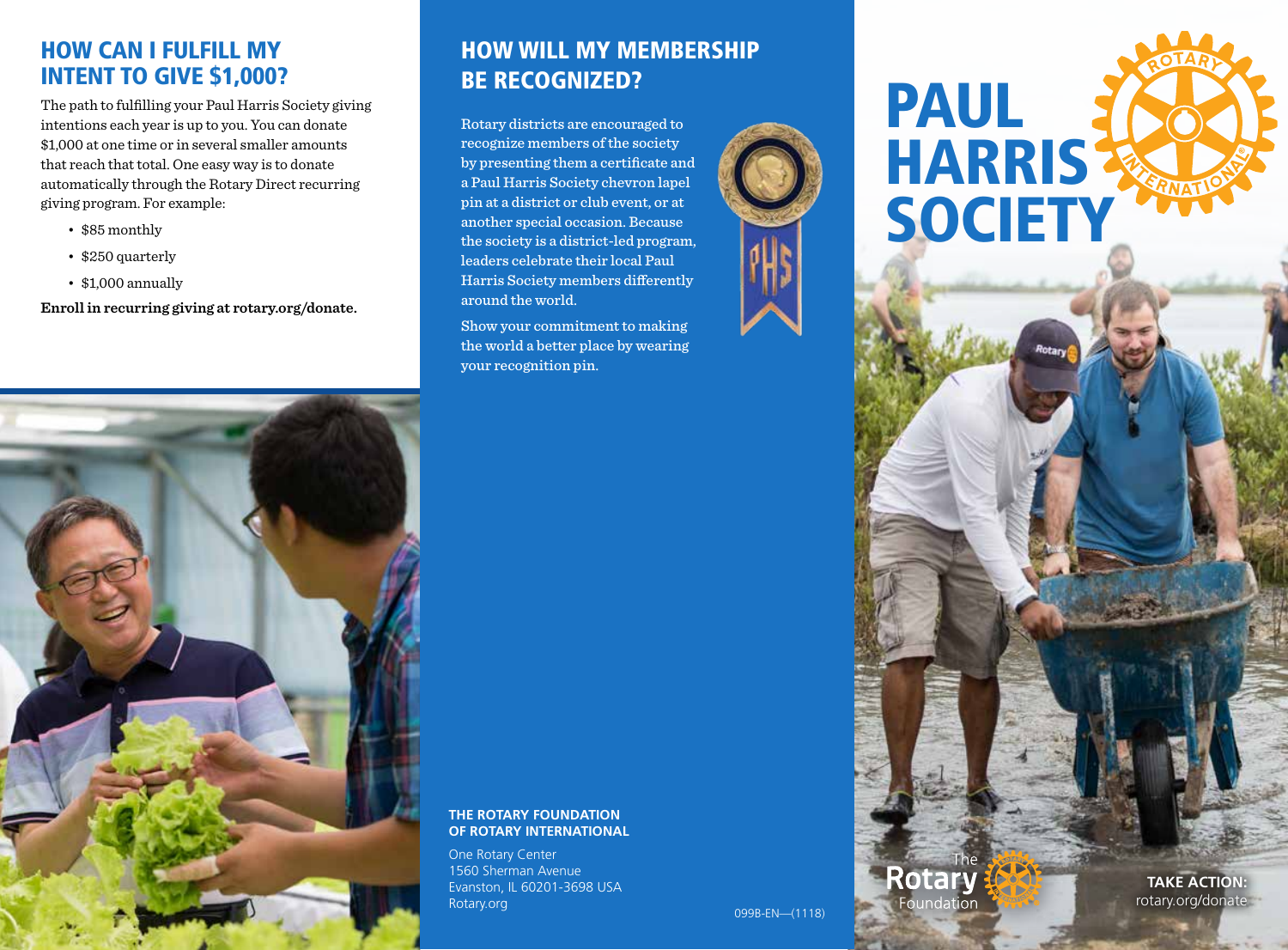## HOW CAN I FULFILL MY INTENT TO GIVE $1,000?

The path to fulfilling your Paul Harris Society giving intentions each year is up to you. You can donate $1,000 at one time or in several smaller amounts that reach that total. One easy way is to donate automatically through the Rotary Direct recurring giving program. For example:

- $85 monthly
- $250 quarterly
- $1,000 annually

**Enroll in recurring giving at rotary.org/donate.**

## HOW WILL MY MEMBERSHIP BE RECOGNIZED?

Rotary districts are encouraged to recognize members of the society by presenting them a certificate and a Paul Harris Society chevron lapel pin at a district or club event, or at another special occasion. Because the society is a district-led program, leaders celebrate their local Paul Harris Society members differently around the world.

Show your commitment to making the world a better place by wearing your recognition pin.

**THE ROTARY FOUNDATION OF ROTARY INTERNATIONAL**

One Rotary Center
1560 Sherman Avenue
Evanston, IL 60201-3698 USA
Rotary.org

099B-EN—(1118)

# PAUL HARRIS SOCIETY

The Rotary Foundation

**TAKE ACTION:**
rotary.org/donate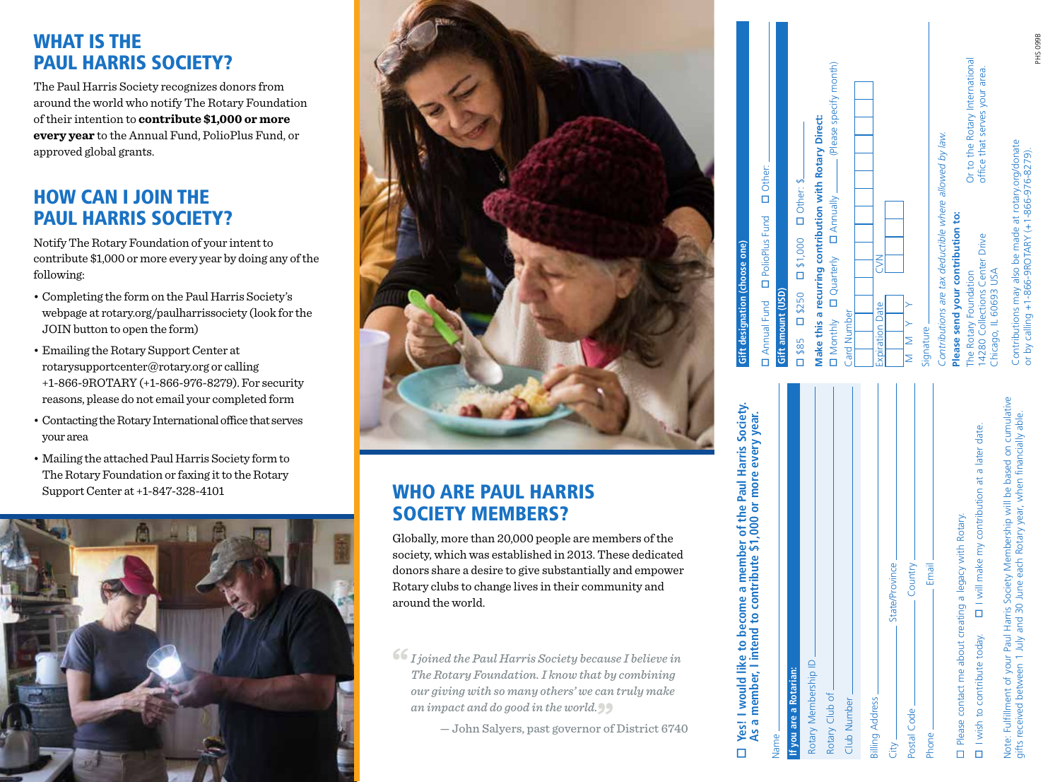## WHAT IS THE PAUL HARRIS SOCIETY?

The Paul Harris Society recognizes donors from around the world who notify The Rotary Foundation of their intention to **contribute $1,000 or more every year** to the Annual Fund, PolioPlus Fund, or approved global grants.

## HOW CAN I JOIN THE PAUL HARRIS SOCIETY?

Notify The Rotary Foundation of your intent to contribute $1,000 or more every year by doing any of the following:

- Completing the form on the Paul Harris Society's webpage at rotary.org/paulharrissociety (look for the JOIN button to open the form)
- Emailing the Rotary Support Center at rotarysupportcenter@rotary.org or calling +1-866-9ROTARY (+1-866-976-8279). For security reasons, please do not email your completed form
- Contacting the Rotary International office that serves your area
- Mailing the attached Paul Harris Society form to The Rotary Foundation or faxing it to the Rotary Support Center at +1-847-328-4101

## WHO ARE PAUL HARRIS SOCIETY MEMBERS?

Globally, more than 20,000 people are members of the society, which was established in 2013. These dedicated donors share a desire to give substantially and empower Rotary clubs to change lives in their community and around the world.

*"I joined the Paul Harris Society because I believe in The Rotary Foundation. I know that by combining our giving with so many others' we can truly make an impact and do good in the world."*

— John Salyers, past governor of District 6740

---

☐ **Yes! I would like to become a member of the Paul Harris Society. As a member, I intend to contribute $1,000 or more every year.**

Name ______________________

**If you are a Rotarian:**

Rotary Membership ID ______________________

Rotary Club of ______________________

Club Number ______________________

Billing Address ______________________

City ______________________ State/Province ______________________

Postal Code ______________________ Country ______________________

Phone ______________________ Email ______________________

☐ Please contact me about creating a legacy with Rotary.

☐ I wish to contribute today. ☐ I will make my contribution at a later date.

Note: Fulfillment of your Paul Harris Society Membership will be based on cumulative gifts received between 1 July and 30 June each Rotary year, when financially able.

**Gift designation (choose one)**

☐ Annual Fund ☐ PolioPlus Fund ☐ Other: ______________________

**Gift amount (USD)**

☐ $85 ☐ $250 ☐ $1,000 ☐ Other: $______________________

**Make this a recurring contribution with Rotary Direct:**

☐ Monthly ☐ Quarterly ☐ Annually ______ (Please specify month)

Card Number ______________________

Expiration Date M M Y Y CVN ______

Signature ______________________

*Contributions are tax deductible where allowed by law.*

**Please send your contribution to:**

The Rotary Foundation
14280 Collections Center Drive
Chicago, IL 60693 USA

Or to the Rotary International office that serves your area.

Contributions may also be made at rotary.org/donate or by calling +1-866-9ROTARY (+1-866-976-8279).

PHS 099B